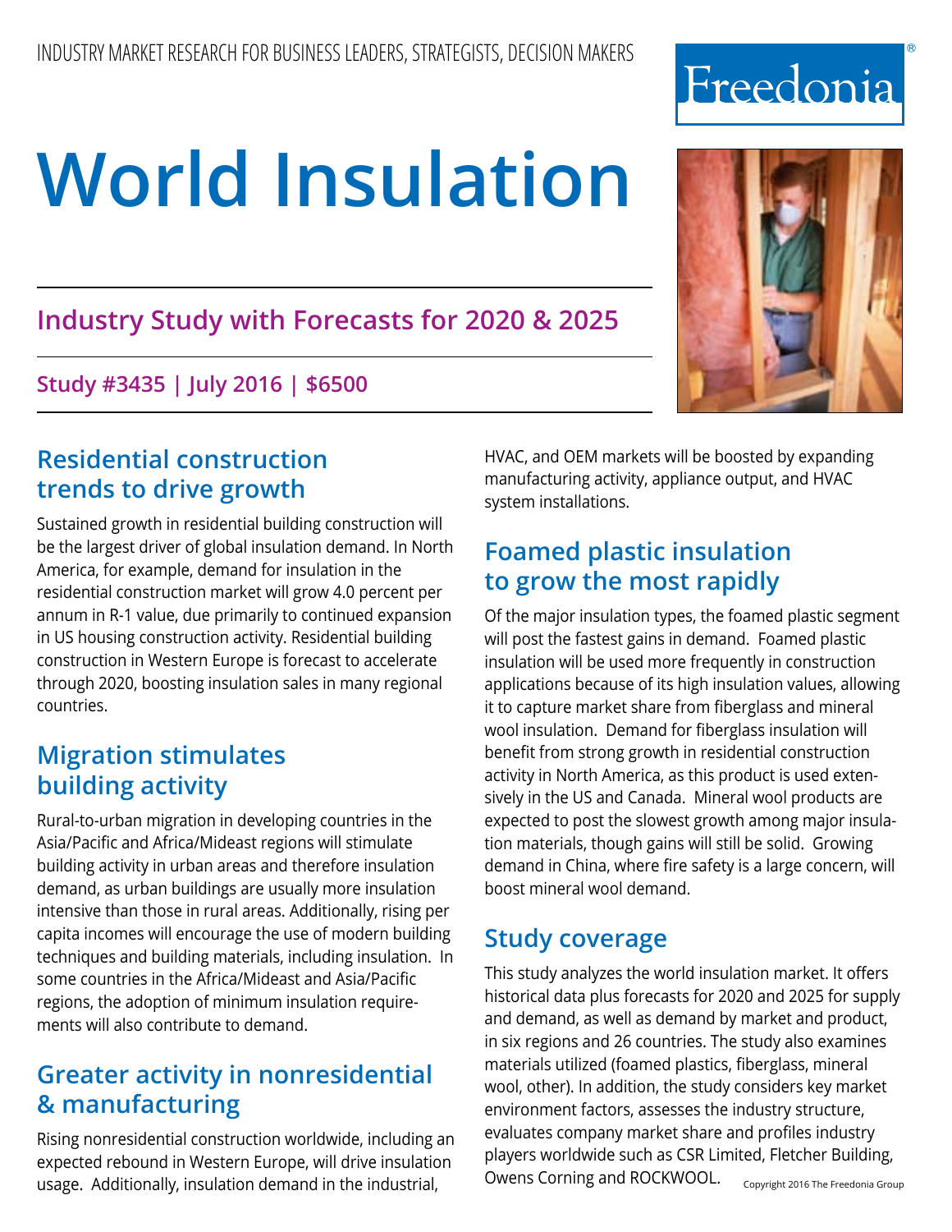INDUSTRY MARKET RESEARCH FOR BUSINESS LEADERS, STRATEGISTS, DECISION MAKERS

Freedonia®

# World Insulation

## Industry Study with Forecasts for 2020 & 2025

**Study #3435 | July 2016 | $6500**

## Residential construction trends to drive growth

Sustained growth in residential building construction will be the largest driver of global insulation demand. In North America, for example, demand for insulation in the residential construction market will grow 4.0 percent per annum in R-1 value, due primarily to continued expansion in US housing construction activity. Residential building construction in Western Europe is forecast to accelerate through 2020, boosting insulation sales in many regional countries.

## Migration stimulates building activity

Rural-to-urban migration in developing countries in the Asia/Pacific and Africa/Mideast regions will stimulate building activity in urban areas and therefore insulation demand, as urban buildings are usually more insulation intensive than those in rural areas. Additionally, rising per capita incomes will encourage the use of modern building techniques and building materials, including insulation. In some countries in the Africa/Mideast and Asia/Pacific regions, the adoption of minimum insulation requirements will also contribute to demand.

## Greater activity in nonresidential & manufacturing

Rising nonresidential construction worldwide, including an expected rebound in Western Europe, will drive insulation usage. Additionally, insulation demand in the industrial, HVAC, and OEM markets will be boosted by expanding manufacturing activity, appliance output, and HVAC system installations.

## Foamed plastic insulation to grow the most rapidly

Of the major insulation types, the foamed plastic segment will post the fastest gains in demand. Foamed plastic insulation will be used more frequently in construction applications because of its high insulation values, allowing it to capture market share from fiberglass and mineral wool insulation. Demand for fiberglass insulation will benefit from strong growth in residential construction activity in North America, as this product is used extensively in the US and Canada. Mineral wool products are expected to post the slowest growth among major insulation materials, though gains will still be solid. Growing demand in China, where fire safety is a large concern, will boost mineral wool demand.

## Study coverage

This study analyzes the world insulation market. It offers historical data plus forecasts for 2020 and 2025 for supply and demand, as well as demand by market and product, in six regions and 26 countries. The study also examines materials utilized (foamed plastics, fiberglass, mineral wool, other). In addition, the study considers key market environment factors, assesses the industry structure, evaluates company market share and profiles industry players worldwide such as CSR Limited, Fletcher Building, Owens Corning and ROCKWOOL.

Copyright 2016 The Freedonia Group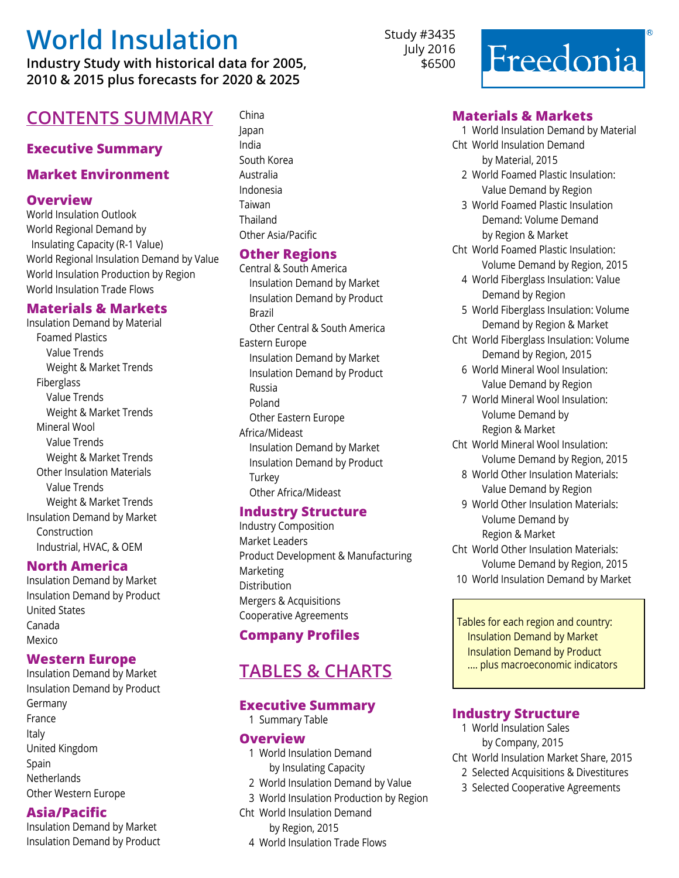# World Insulation

**Industry Study with historical data for 2005, 2010 & 2015 plus forecasts for 2020 & 2025**

Study #3435
July 2016
$6500

Freedonia

## CONTENTS SUMMARY

### Executive Summary

### Market Environment

### Overview

World Insulation Outlook
World Regional Demand by Insulating Capacity (R-1 Value)
World Regional Insulation Demand by Value
World Insulation Production by Region
World Insulation Trade Flows

### Materials & Markets

Insulation Demand by Material
- Foamed Plastics
  - Value Trends
  - Weight & Market Trends
- Fiberglass
  - Value Trends
  - Weight & Market Trends
- Mineral Wool
  - Value Trends
  - Weight & Market Trends
- Other Insulation Materials
  - Value Trends
  - Weight & Market Trends

Insulation Demand by Market
- Construction
- Industrial, HVAC, & OEM

### North America

Insulation Demand by Market
Insulation Demand by Product
United States
Canada
Mexico

### Western Europe

Insulation Demand by Market
Insulation Demand by Product
Germany
France
Italy
United Kingdom
Spain
Netherlands
Other Western Europe

### Asia/Pacific

Insulation Demand by Market
Insulation Demand by Product
China
Japan
India
South Korea
Australia
Indonesia
Taiwan
Thailand
Other Asia/Pacific

### Other Regions

Central & South America
- Insulation Demand by Market
- Insulation Demand by Product
- Brazil
- Other Central & South America

Eastern Europe
- Insulation Demand by Market
- Insulation Demand by Product
- Russia
- Poland
- Other Eastern Europe

Africa/Mideast
- Insulation Demand by Market
- Insulation Demand by Product
- Turkey
- Other Africa/Mideast

### Industry Structure

Industry Composition
Market Leaders
Product Development & Manufacturing
Marketing
Distribution
Mergers & Acquisitions
Cooperative Agreements

### Company Profiles

## TABLES & CHARTS

### Executive Summary

1 Summary Table

### Overview

1 World Insulation Demand by Insulating Capacity
2 World Insulation Demand by Value
3 World Insulation Production by Region
Cht World Insulation Demand by Region, 2015
4 World Insulation Trade Flows

### Materials & Markets

1 World Insulation Demand by Material
Cht World Insulation Demand by Material, 2015
2 World Foamed Plastic Insulation: Value Demand by Region
3 World Foamed Plastic Insulation Demand: Volume Demand by Region & Market
Cht World Foamed Plastic Insulation: Volume Demand by Region, 2015
4 World Fiberglass Insulation: Value Demand by Region
5 World Fiberglass Insulation: Volume Demand by Region & Market
Cht World Fiberglass Insulation: Volume Demand by Region, 2015
6 World Mineral Wool Insulation: Value Demand by Region
7 World Mineral Wool Insulation: Volume Demand by Region & Market
Cht World Mineral Wool Insulation: Volume Demand by Region, 2015
8 World Other Insulation Materials: Value Demand by Region
9 World Other Insulation Materials: Volume Demand by Region & Market
Cht World Other Insulation Materials: Volume Demand by Region, 2015
10 World Insulation Demand by Market

Tables for each region and country:
- Insulation Demand by Market
- Insulation Demand by Product
- .... plus macroeconomic indicators

### Industry Structure

1 World Insulation Sales by Company, 2015
Cht World Insulation Market Share, 2015
2 Selected Acquisitions & Divestitures
3 Selected Cooperative Agreements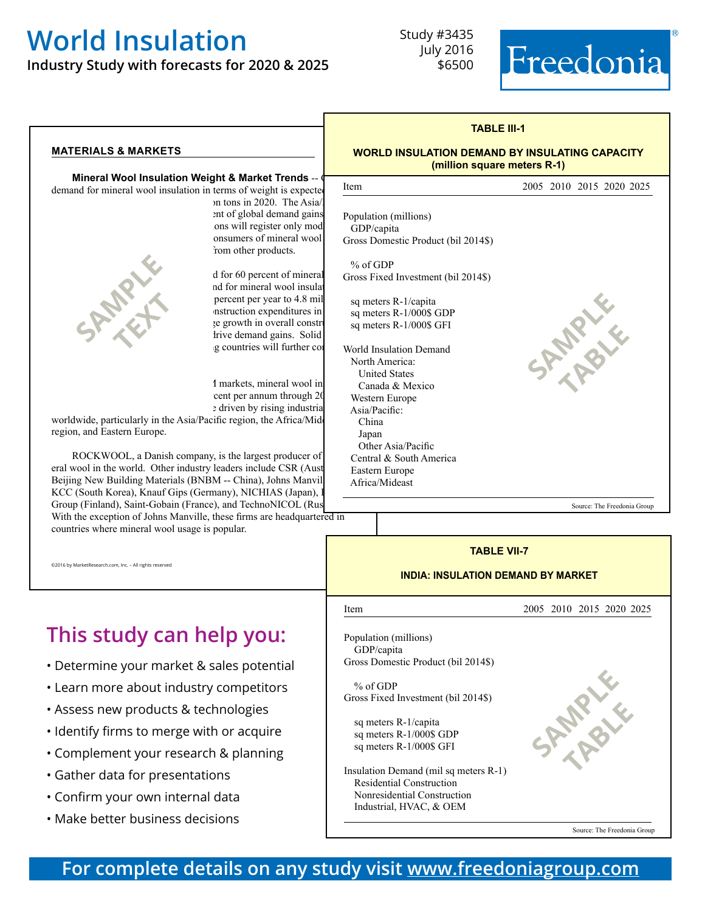# World Insulation

**Industry Study with forecasts for 2020 & 2025**

Study #3435
July 2016
$6500

Freedonia

## MATERIALS & MARKETS

**Mineral Wool Insulation Weight & Market Trends** -- demand for mineral wool insulation in terms of weight is expected on tons in 2020. The Asia/ ent of global demand gains ons will register only mod onsumers of mineral wool rom other products.

SAMPLE TEXT

d for 60 percent of mineral nd for mineral wool insulat percent per year to 4.8 mil nstruction expenditures in ge growth in overall constr drive demand gains. Solid g countries will further co

l markets, mineral wool in cent per annum through 20 e driven by rising industria worldwide, particularly in the Asia/Pacific region, the Africa/Mid region, and Eastern Europe.

ROCKWOOL, a Danish company, is the largest producer of eral wool in the world. Other industry leaders include CSR (Aust Beijing New Building Materials (BNBM -- China), Johns Manvil KCC (South Korea), Knauf Gips (Germany), NICHIAS (Japan), Group (Finland), Saint-Gobain (France), and TechnoNICOL (Rus With the exception of Johns Manville, these firms are headquartered in countries where mineral wool usage is popular.

©2016 by MarketResearch.com, Inc. – All rights reserved

**TABLE III-1**

**WORLD INSULATION DEMAND BY INSULATING CAPACITY (million square meters R-1)**

| Item | 2005 | 2010 | 2015 | 2020 | 2025 |
|---|---|---|---|---|---|
| Population (millions) | | | | | |
| GDP/capita | | | | | |
| Gross Domestic Product (bil 2014$) | | | | | |
| % of GDP | | | | | |
| Gross Fixed Investment (bil 2014$) | | | | | |
| sq meters R-1/capita | | | | | |
| sq meters R-1/000$ GDP | | | | | |
| sq meters R-1/000$ GFI | | | | | |
| World Insulation Demand | | | | | |
| North America: | | | | | |
| United States | | | | | |
| Canada & Mexico | | | | | |
| Western Europe | | | | | |
| Asia/Pacific: | | | | | |
| China | | | | | |
| Japan | | | | | |
| Other Asia/Pacific | | | | | |
| Central & South America | | | | | |
| Eastern Europe | | | | | |
| Africa/Mideast | | | | | |

SAMPLE TABLE

Source: The Freedonia Group

**TABLE VII-7**

**INDIA: INSULATION DEMAND BY MARKET**

| Item | 2005 | 2010 | 2015 | 2020 | 2025 |
|---|---|---|---|---|---|
| Population (millions) | | | | | |
| GDP/capita | | | | | |
| Gross Domestic Product (bil 2014$) | | | | | |
| % of GDP | | | | | |
| Gross Fixed Investment (bil 2014$) | | | | | |
| sq meters R-1/capita | | | | | |
| sq meters R-1/000$ GDP | | | | | |
| sq meters R-1/000$ GFI | | | | | |
| Insulation Demand (mil sq meters R-1) | | | | | |
| Residential Construction | | | | | |
| Nonresidential Construction | | | | | |
| Industrial, HVAC, & OEM | | | | | |

SAMPLE TABLE

Source: The Freedonia Group

## This study can help you:

- Determine your market & sales potential
- Learn more about industry competitors
- Assess new products & technologies
- Identify firms to merge with or acquire
- Complement your research & planning
- Gather data for presentations
- Confirm your own internal data
- Make better business decisions

**For complete details on any study visit www.freedoniagroup.com**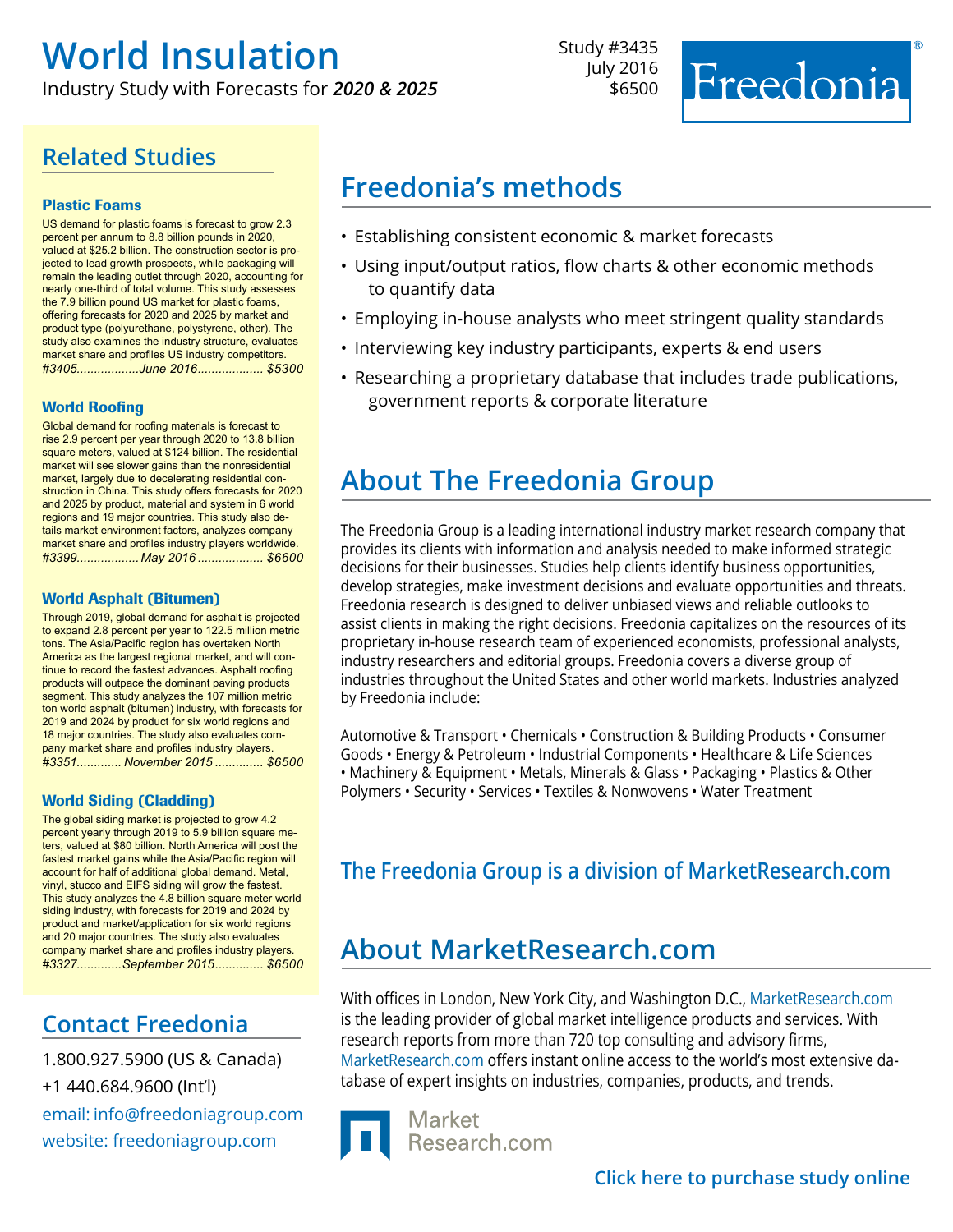# World Insulation

Industry Study with Forecasts for *2020 & 2025*

Study #3435
July 2016
$6500

Freedonia®

## Related Studies

### Plastic Foams

US demand for plastic foams is forecast to grow 2.3 percent per annum to 8.8 billion pounds in 2020, valued at $25.2 billion. The construction sector is projected to lead growth prospects, while packaging will remain the leading outlet through 2020, accounting for nearly one-third of total volume. This study assesses the 7.9 billion pound US market for plastic foams, offering forecasts for 2020 and 2025 by market and product type (polyurethane, polystyrene, other). The study also examines the industry structure, evaluates market share and profiles US industry competitors.

*#3405.................June 2016.................. $5300*

### World Roofing

Global demand for roofing materials is forecast to rise 2.9 percent per year through 2020 to 13.8 billion square meters, valued at $124 billion. The residential market will see slower gains than the nonresidential market, largely due to decelerating residential construction in China. This study offers forecasts for 2020 and 2025 by product, material and system in 6 world regions and 19 major countries. This study also details market environment factors, analyzes company market share and profiles industry players worldwide.

*#3399................. May 2016 .................. $6600*

### World Asphalt (Bitumen)

Through 2019, global demand for asphalt is projected to expand 2.8 percent per year to 122.5 million metric tons. The Asia/Pacific region has overtaken North America as the largest regional market, and will continue to record the fastest advances. Asphalt roofing products will outpace the dominant paving products segment. This study analyzes the 107 million metric ton world asphalt (bitumen) industry, with forecasts for 2019 and 2024 by product for six world regions and 18 major countries. The study also evaluates company market share and profiles industry players.

*#3351............ November 2015 ............. $6500*

### World Siding (Cladding)

The global siding market is projected to grow 4.2 percent yearly through 2019 to 5.9 billion square meters, valued at $80 billion. North America will post the fastest market gains while the Asia/Pacific region will account for half of additional global demand. Metal, vinyl, stucco and EIFS siding will grow the fastest. This study analyzes the 4.8 billion square meter world siding industry, with forecasts for 2019 and 2024 by product and market/application for six world regions and 20 major countries. The study also evaluates company market share and profiles industry players.

*#3327............September 2015............. $6500*

## Contact Freedonia

1.800.927.5900 (US & Canada)
+1 440.684.9600 (Int’l)
email: info@freedoniagroup.com
website: freedoniagroup.com

## Freedonia’s methods

- Establishing consistent economic & market forecasts
- Using input/output ratios, flow charts & other economic methods to quantify data
- Employing in-house analysts who meet stringent quality standards
- Interviewing key industry participants, experts & end users
- Researching a proprietary database that includes trade publications, government reports & corporate literature

## About The Freedonia Group

The Freedonia Group is a leading international industry market research company that provides its clients with information and analysis needed to make informed strategic decisions for their businesses. Studies help clients identify business opportunities, develop strategies, make investment decisions and evaluate opportunities and threats. Freedonia research is designed to deliver unbiased views and reliable outlooks to assist clients in making the right decisions. Freedonia capitalizes on the resources of its proprietary in-house research team of experienced economists, professional analysts, industry researchers and editorial groups. Freedonia covers a diverse group of industries throughout the United States and other world markets. Industries analyzed by Freedonia include:

Automotive & Transport • Chemicals • Construction & Building Products • Consumer Goods • Energy & Petroleum • Industrial Components • Healthcare & Life Sciences • Machinery & Equipment • Metals, Minerals & Glass • Packaging • Plastics & Other Polymers • Security • Services • Textiles & Nonwovens • Water Treatment

### The Freedonia Group is a division of MarketResearch.com

## About MarketResearch.com

With offices in London, New York City, and Washington D.C., MarketResearch.com is the leading provider of global market intelligence products and services. With research reports from more than 720 top consulting and advisory firms, MarketResearch.com offers instant online access to the world’s most extensive database of expert insights on industries, companies, products, and trends.

Market Research.com

**Click here to purchase study online**